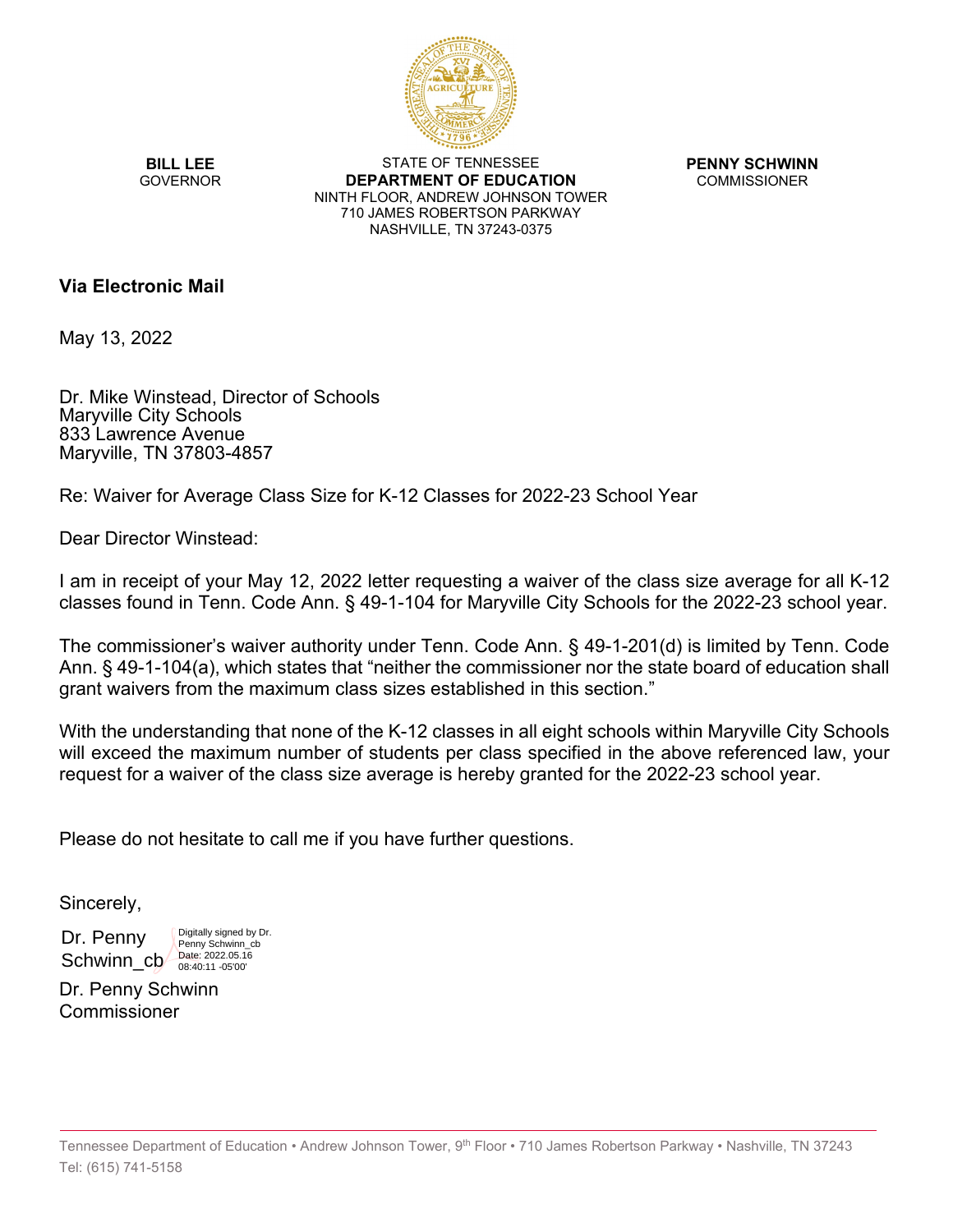**BILL LEE**
GOVERNOR

STATE OF TENNESSEE
**DEPARTMENT OF EDUCATION**
NINTH FLOOR, ANDREW JOHNSON TOWER
710 JAMES ROBERTSON PARKWAY
NASHVILLE, TN 37243-0375

**PENNY SCHWINN**
COMMISSIONER

**Via Electronic Mail**

May 13, 2022

Dr. Mike Winstead, Director of Schools
Maryville City Schools
833 Lawrence Avenue
Maryville, TN 37803-4857

Re: Waiver for Average Class Size for K-12 Classes for 2022-23 School Year

Dear Director Winstead:

I am in receipt of your May 12, 2022 letter requesting a waiver of the class size average for all K-12 classes found in Tenn. Code Ann. § 49-1-104 for Maryville City Schools for the 2022-23 school year.

The commissioner's waiver authority under Tenn. Code Ann. § 49-1-201(d) is limited by Tenn. Code Ann. § 49-1-104(a), which states that "neither the commissioner nor the state board of education shall grant waivers from the maximum class sizes established in this section."

With the understanding that none of the K-12 classes in all eight schools within Maryville City Schools will exceed the maximum number of students per class specified in the above referenced law, your request for a waiver of the class size average is hereby granted for the 2022-23 school year.

Please do not hesitate to call me if you have further questions.

Sincerely,

Dr. Penny Schwinn_cb
Digitally signed by Dr. Penny Schwinn_cb
Date: 2022.05.16 08:40:11 -05'00'

Dr. Penny Schwinn
Commissioner

Tennessee Department of Education • Andrew Johnson Tower, 9th Floor • 710 James Robertson Parkway • Nashville, TN 37243
Tel: (615) 741-5158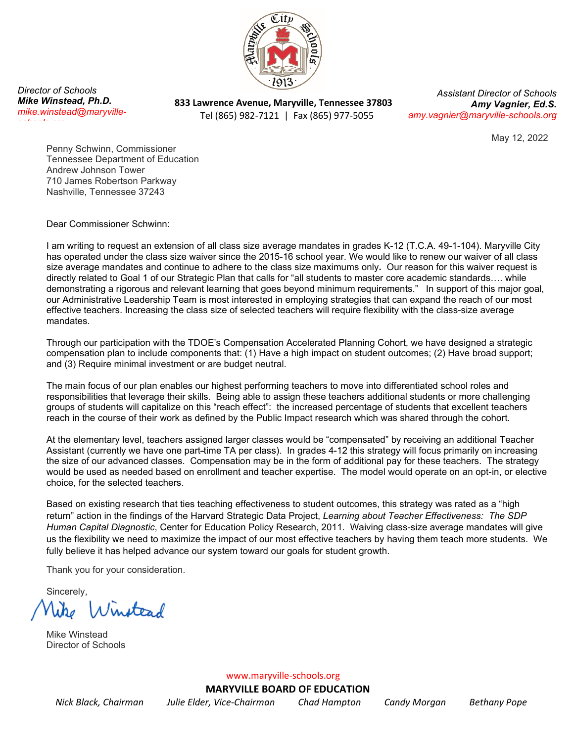Director of Schools
***Mike Winstead, Ph.D.***
*mike.winstead@maryville-schools.org*

**833 Lawrence Avenue, Maryville, Tennessee 37803**
Tel (865) 982-7121 | Fax (865) 977-5055

Assistant Director of Schools
***Amy Vagnier, Ed.S.***
*amy.vagnier@maryville-schools.org*

May 12, 2022

Penny Schwinn, Commissioner
Tennessee Department of Education
Andrew Johnson Tower
710 James Robertson Parkway
Nashville, Tennessee 37243

Dear Commissioner Schwinn:

I am writing to request an extension of all class size average mandates in grades K-12 (T.C.A. 49-1-104). Maryville City has operated under the class size waiver since the 2015-16 school year. We would like to renew our waiver of all class size average mandates and continue to adhere to the class size maximums only**.** Our reason for this waiver request is directly related to Goal 1 of our Strategic Plan that calls for "all students to master core academic standards…. while demonstrating a rigorous and relevant learning that goes beyond minimum requirements." In support of this major goal, our Administrative Leadership Team is most interested in employing strategies that can expand the reach of our most effective teachers. Increasing the class size of selected teachers will require flexibility with the class-size average mandates.

Through our participation with the TDOE's Compensation Accelerated Planning Cohort, we have designed a strategic compensation plan to include components that: (1) Have a high impact on student outcomes; (2) Have broad support; and (3) Require minimal investment or are budget neutral.

The main focus of our plan enables our highest performing teachers to move into differentiated school roles and responsibilities that leverage their skills. Being able to assign these teachers additional students or more challenging groups of students will capitalize on this "reach effect": the increased percentage of students that excellent teachers reach in the course of their work as defined by the Public Impact research which was shared through the cohort.

At the elementary level, teachers assigned larger classes would be "compensated" by receiving an additional Teacher Assistant (currently we have one part-time TA per class). In grades 4-12 this strategy will focus primarily on increasing the size of our advanced classes. Compensation may be in the form of additional pay for these teachers. The strategy would be used as needed based on enrollment and teacher expertise. The model would operate on an opt-in, or elective choice, for the selected teachers.

Based on existing research that ties teaching effectiveness to student outcomes, this strategy was rated as a "high return" action in the findings of the Harvard Strategic Data Project, *Learning about Teacher Effectiveness: The SDP Human Capital Diagnostic*, Center for Education Policy Research, 2011. Waiving class-size average mandates will give us the flexibility we need to maximize the impact of our most effective teachers by having them teach more students. We fully believe it has helped advance our system toward our goals for student growth.

Thank you for your consideration.

Sincerely,

Mike Winstead

Mike Winstead
Director of Schools

www.maryville-schools.org

**MARYVILLE BOARD OF EDUCATION**

*Nick Black, Chairman*   *Julie Elder, Vice-Chairman*   *Chad Hampton*   *Candy Morgan*   *Bethany Pope*